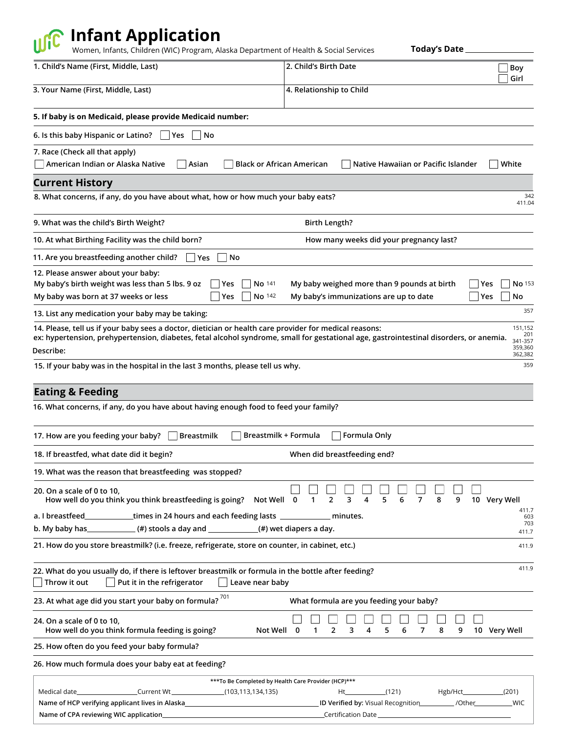# Infant Application

Women, Infants, Children (WIC) Program, Alaska Department of Health & Social Services

**Today's Date** ______________

| 1. Child's Name (First, Middle, Last) | 2. Child's Birth Date ☐ Boy ☐ Girl |
|---|---|
| 3. Your Name (First, Middle, Last) | 4. Relationship to Child |

**5. If baby is on Medicaid, please provide Medicaid number:**

6. Is this baby Hispanic or Latino? ☐ Yes ☐ No

7. Race (Check all that apply)
☐ American Indian or Alaska Native ☐ Asian ☐ Black or African American ☐ Native Hawaiian or Pacific Islander ☐ White

## Current History

8. What concerns, if any, do you have about what, how or how much your baby eats? 342 411.04

9. What was the child's Birth Weight? Birth Length?

10. At what Birthing Facility was the child born? How many weeks did your pregnancy last?

11. Are you breastfeeding another child? ☐ Yes ☐ No

12. Please answer about your baby:
- My baby's birth weight was less than 5 lbs. 9 oz ☐ Yes ☐ No 141
- My baby was born at 37 weeks or less ☐ Yes ☐ No 142
- My baby weighed more than 9 pounds at birth ☐ Yes ☐ No 153
- My baby's immunizations are up to date ☐ Yes ☐ No

13. List any medication your baby may be taking: 357

14. Please, tell us if your baby sees a doctor, dietician or health care provider for medical reasons:
ex: hypertension, prehypertension, diabetes, fetal alcohol syndrome, small for gestational age, gastrointestinal disorders, or anemia. 151,152 201 341-357 359,360 362,382
Describe:

15. If your baby was in the hospital in the last 3 months, please tell us why. 359

## Eating & Feeding

16. What concerns, if any, do you have about having enough food to feed your family?

17. How are you feeding your baby? ☐ Breastmilk ☐ Breastmilk + Formula ☐ Formula Only

18. If breastfed, what date did it begin? When did breastfeeding end?

19. What was the reason that breastfeeding was stopped?

20. On a scale of 0 to 10,
How well do you think you think breastfeeding is going? Not Well ☐ 0 ☐ 1 ☐ 2 ☐ 3 ☐ 4 ☐ 5 ☐ 6 ☐ 7 ☐ 8 ☐ 9 ☐ 10 Very Well

a. I breastfeed____________times in 24 hours and each feeding lasts ____________ minutes. 411.7 603 703
b. My baby has____________ (#) stools a day and ____________(#) wet diapers a day. 411.7

21. How do you store breastmilk? (i.e. freeze, refrigerate, store on counter, in cabinet, etc.) 411.9

22. What do you usually do, if there is leftover breastmilk or formula in the bottle after feeding? 411.9
☐ Throw it out ☐ Put it in the refrigerator ☐ Leave near baby

23. At what age did you start your baby on formula? 701 What formula are you feeding your baby?

24. On a scale of 0 to 10,
How well do you think formula feeding is going? Not Well ☐ 0 ☐ 1 ☐ 2 ☐ 3 ☐ 4 ☐ 5 ☐ 6 ☐ 7 ☐ 8 ☐ 9 ☐ 10 Very Well

25. How often do you feed your baby formula?

26. How much formula does your baby eat at feeding?

***To Be Completed by Health Care Provider (HCP)***

Medical date______________ Current Wt______________(103,113,134,135) Ht__________(121) Hgb/Hct__________(201)

Name of HCP verifying applicant lives in Alaska______________________ ID Verified by: Visual Recognition__________ /Other__________WIC

Name of CPA reviewing WIC application______________________ Certification Date______________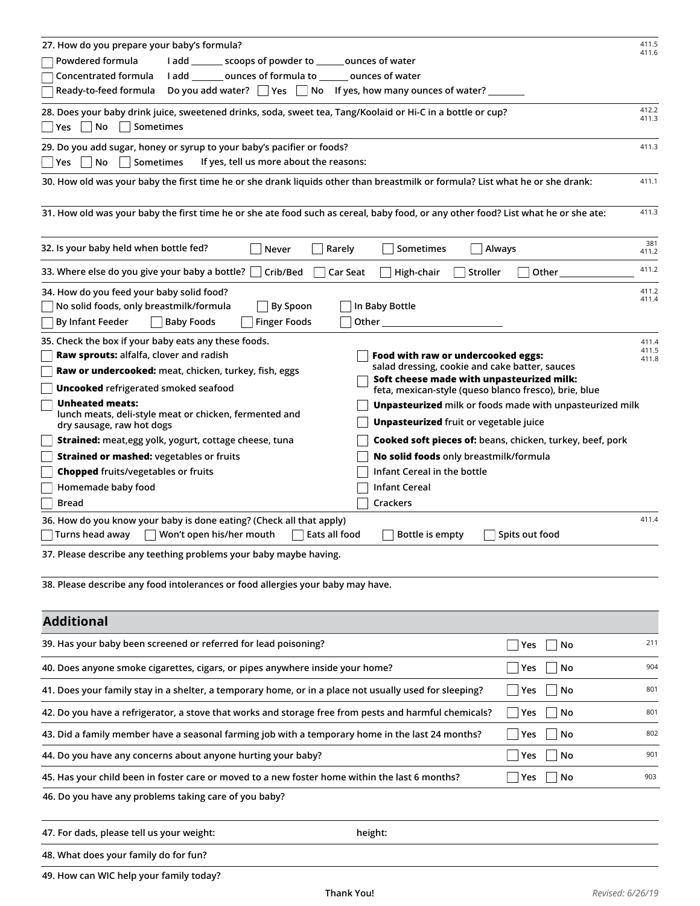27. How do you prepare your baby's formula? 411.5 411.6

☐ Powdered formula I add _______ scoops of powder to ______ ounces of water

☐ Concentrated formula I add _______ ounces of formula to ______ ounces of water

☐ Ready-to-feed formula Do you add water? ☐ Yes ☐ No If yes, how many ounces of water? ________

28. Does your baby drink juice, sweetened drinks, soda, sweet tea, Tang/Koolaid or Hi-C in a bottle or cup? 412.2 411.3

☐ Yes ☐ No ☐ Sometimes

29. Do you add sugar, honey or syrup to your baby's pacifier or foods? 411.3

☐ Yes ☐ No ☐ Sometimes If yes, tell us more about the reasons:

30. How old was your baby the first time he or she drank liquids other than breastmilk or formula? List what he or she drank: 411.1

31. How old was your baby the first time he or she ate food such as cereal, baby food, or any other food? List what he or she ate: 411.3

32. Is your baby held when bottle fed? ☐ Never ☐ Rarely ☐ Sometimes ☐ Always 381 411.2

33. Where else do you give your baby a bottle? ☐ Crib/Bed ☐ Car Seat ☐ High-chair ☐ Stroller ☐ Other ____________ 411.2

34. How do you feed your baby solid food? 411.2 411.4

☐ No solid foods, only breastmilk/formula ☐ By Spoon ☐ In Baby Bottle

☐ By Infant Feeder ☐ Baby Foods ☐ Finger Foods ☐ Other ____________________

35. Check the box if your baby eats any these foods. 411.4 411.5 411.8

☐ **Raw sprouts:** alfalfa, clover and radish

☐ **Raw or undercooked:** meat, chicken, turkey, fish, eggs

☐ **Uncooked** refrigerated smoked seafood

☐ **Unheated meats:** lunch meats, deli-style meat or chicken, fermented and dry sausage, raw hot dogs

☐ **Strained:** meat,egg yolk, yogurt, cottage cheese, tuna

☐ **Strained or mashed:** vegetables or fruits

☐ **Chopped** fruits/vegetables or fruits

☐ Homemade baby food

☐ Bread

☐ **Food with raw or undercooked eggs:** salad dressing, cookie and cake batter, sauces

☐ **Soft cheese made with unpasteurized milk:** feta, mexican-style (queso blanco fresco), brie, blue

☐ **Unpasteurized** milk or foods made with unpasteurized milk

☐ **Unpasteurized** fruit or vegetable juice

☐ **Cooked soft pieces of:** beans, chicken, turkey, beef, pork

☐ **No solid foods** only breastmilk/formula

☐ Infant Cereal in the bottle

☐ Infant Cereal

☐ Crackers

36. How do you know your baby is done eating? (Check all that apply) 411.4

☐ Turns head away ☐ Won't open his/her mouth ☐ Eats all food ☐ Bottle is empty ☐ Spits out food

37. Please describe any teething problems your baby maybe having.

38. Please describe any food intolerances or food allergies your baby may have.

## Additional

| | | |
|---|---|---|
| 39. Has your baby been screened or referred for lead poisoning? | ☐ Yes ☐ No | 211 |
| 40. Does anyone smoke cigarettes, cigars, or pipes anywhere inside your home? | ☐ Yes ☐ No | 904 |
| 41. Does your family stay in a shelter, a temporary home, or in a place not usually used for sleeping? | ☐ Yes ☐ No | 801 |
| 42. Do you have a refrigerator, a stove that works and storage free from pests and harmful chemicals? | ☐ Yes ☐ No | 801 |
| 43. Did a family member have a seasonal farming job with a temporary home in the last 24 months? | ☐ Yes ☐ No | 802 |
| 44. Do you have any concerns about anyone hurting your baby? | ☐ Yes ☐ No | 901 |
| 45. Has your child been in foster care or moved to a new foster home within the last 6 months? | ☐ Yes ☐ No | 903 |

46. Do you have any problems taking care of you baby?

47. For dads, please tell us your weight: height:

48. What does your family do for fun?

49. How can WIC help your family today?

Thank You!

*Revised: 6/26/19*